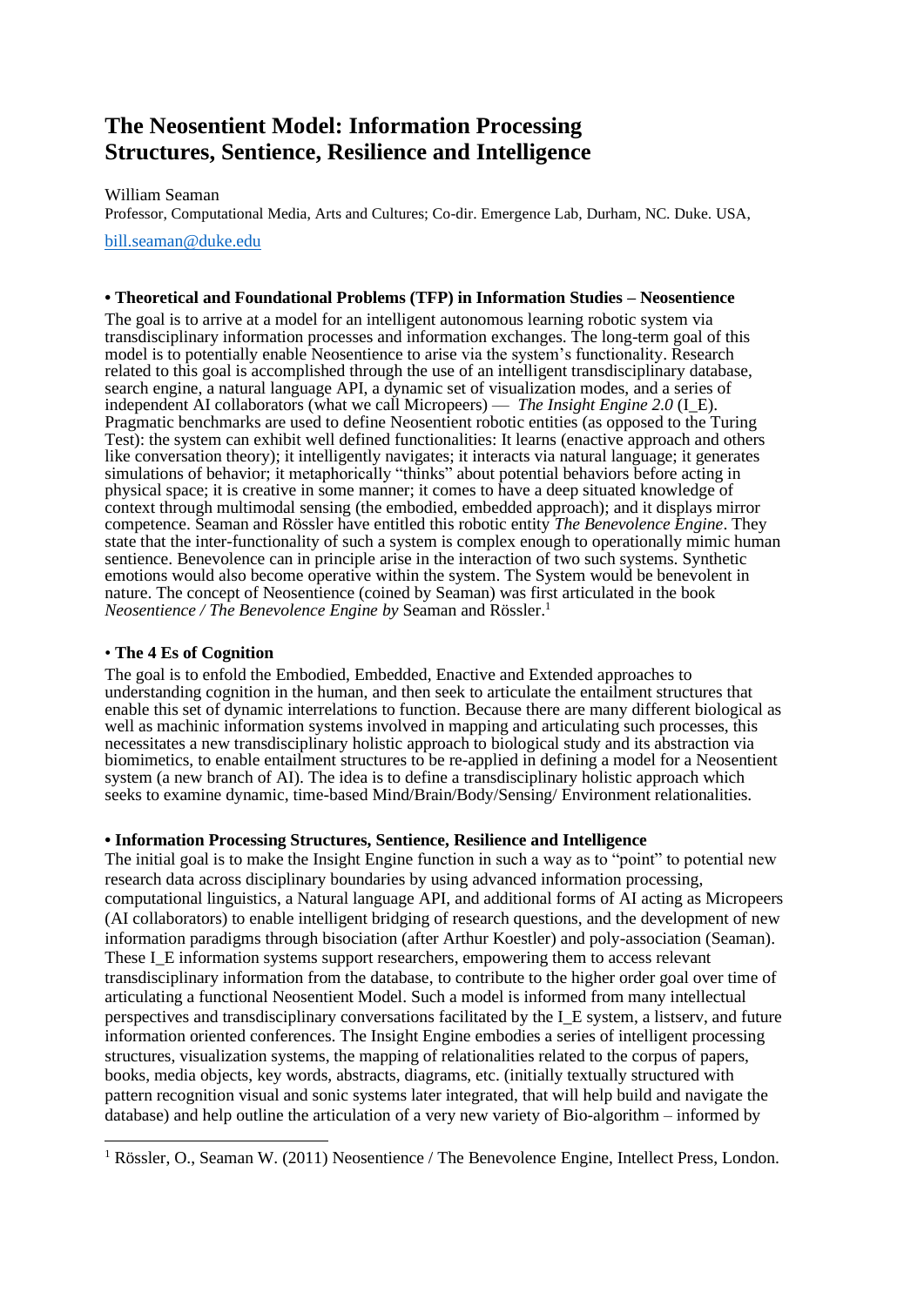# The Neosentient Model: Information Processing Structures, Sentience, Resilience and Intelligence

William Seaman

Professor, Computational Media, Arts and Cultures; Co-dir. Emergence Lab, Durham, NC. Duke. USA,

bill.seaman@duke.edu

## • Theoretical and Foundational Problems (TFP) in Information Studies – Neosentience

The goal is to arrive at a model for an intelligent autonomous learning robotic system via transdisciplinary information processes and information exchanges. The long-term goal of this model is to potentially enable Neosentience to arise via the system's functionality. Research related to this goal is accomplished through the use of an intelligent transdisciplinary database, search engine, a natural language API, a dynamic set of visualization modes, and a series of independent AI collaborators (what we call Micropeers) — *The Insight Engine 2.0* (I_E). Pragmatic benchmarks are used to define Neosentient robotic entities (as opposed to the Turing Test): the system can exhibit well defined functionalities: It learns (enactive approach and others like conversation theory); it intelligently navigates; it interacts via natural language; it generates simulations of behavior; it metaphorically "thinks" about potential behaviors before acting in physical space; it is creative in some manner; it comes to have a deep situated knowledge of context through multimodal sensing (the embodied, embedded approach); and it displays mirror competence. Seaman and Rössler have entitled this robotic entity *The Benevolence Engine*. They state that the inter-functionality of such a system is complex enough to operationally mimic human sentience. Benevolence can in principle arise in the interaction of two such systems. Synthetic emotions would also become operative within the system. The System would be benevolent in nature. The concept of Neosentience (coined by Seaman) was first articulated in the book *Neosentience / The Benevolence Engine by* Seaman and Rössler.[1]

## • The 4 Es of Cognition

The goal is to enfold the Embodied, Embedded, Enactive and Extended approaches to understanding cognition in the human, and then seek to articulate the entailment structures that enable this set of dynamic interrelations to function. Because there are many different biological as well as machinic information systems involved in mapping and articulating such processes, this necessitates a new transdisciplinary holistic approach to biological study and its abstraction via biomimetics, to enable entailment structures to be re-applied in defining a model for a Neosentient system (a new branch of AI). The idea is to define a transdisciplinary holistic approach which seeks to examine dynamic, time-based Mind/Brain/Body/Sensing/ Environment relationalities.

## • Information Processing Structures, Sentience, Resilience and Intelligence

The initial goal is to make the Insight Engine function in such a way as to "point" to potential new research data across disciplinary boundaries by using advanced information processing, computational linguistics, a Natural language API, and additional forms of AI acting as Micropeers (AI collaborators) to enable intelligent bridging of research questions, and the development of new information paradigms through bisociation (after Arthur Koestler) and poly-association (Seaman). These I_E information systems support researchers, empowering them to access relevant transdisciplinary information from the database, to contribute to the higher order goal over time of articulating a functional Neosentient Model. Such a model is informed from many intellectual perspectives and transdisciplinary conversations facilitated by the I_E system, a listserv, and future information oriented conferences. The Insight Engine embodies a series of intelligent processing structures, visualization systems, the mapping of relationalities related to the corpus of papers, books, media objects, key words, abstracts, diagrams, etc. (initially textually structured with pattern recognition visual and sonic systems later integrated, that will help build and navigate the database) and help outline the articulation of a very new variety of Bio-algorithm – informed by

---

[1] Rössler, O., Seaman W. (2011) Neosentience / The Benevolence Engine, Intellect Press, London.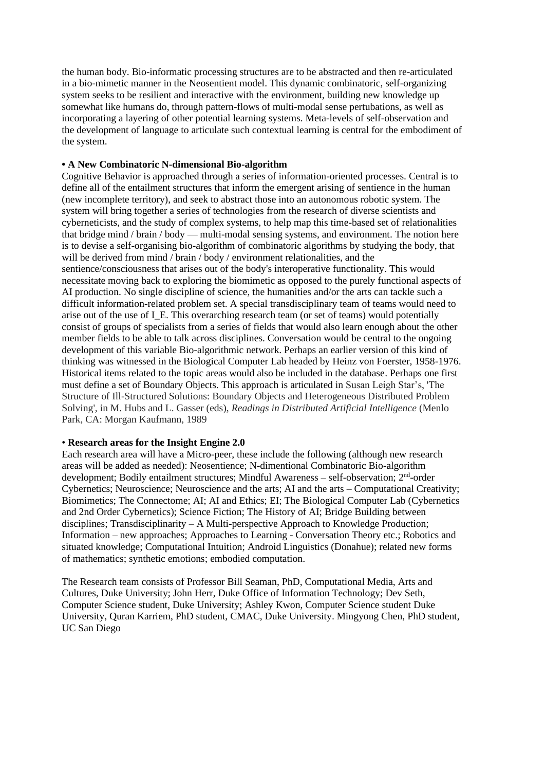the human body. Bio-informatic processing structures are to be abstracted and then re-articulated in a bio-mimetic manner in the Neosentient model. This dynamic combinatoric, self-organizing system seeks to be resilient and interactive with the environment, building new knowledge up somewhat like humans do, through pattern-flows of multi-modal sense pertubations, as well as incorporating a layering of other potential learning systems. Meta-levels of self-observation and the development of language to articulate such contextual learning is central for the embodiment of the system.

**• A New Combinatoric N-dimensional Bio-algorithm**

Cognitive Behavior is approached through a series of information-oriented processes. Central is to define all of the entailment structures that inform the emergent arising of sentience in the human (new incomplete territory), and seek to abstract those into an autonomous robotic system. The system will bring together a series of technologies from the research of diverse scientists and cyberneticists, and the study of complex systems, to help map this time-based set of relationalities that bridge mind / brain / body — multi-modal sensing systems, and environment. The notion here is to devise a self-organising bio-algorithm of combinatoric algorithms by studying the body, that will be derived from mind / brain / body / environment relationalities, and the sentience/consciousness that arises out of the body's interoperative functionality. This would necessitate moving back to exploring the biomimetic as opposed to the purely functional aspects of AI production. No single discipline of science, the humanities and/or the arts can tackle such a difficult information-related problem set. A special transdisciplinary team of teams would need to arise out of the use of I_E. This overarching research team (or set of teams) would potentially consist of groups of specialists from a series of fields that would also learn enough about the other member fields to be able to talk across disciplines. Conversation would be central to the ongoing development of this variable Bio-algorithmic network. Perhaps an earlier version of this kind of thinking was witnessed in the Biological Computer Lab headed by Heinz von Foerster, 1958-1976. Historical items related to the topic areas would also be included in the database. Perhaps one first must define a set of Boundary Objects. This approach is articulated in Susan Leigh Star's, 'The Structure of Ill-Structured Solutions: Boundary Objects and Heterogeneous Distributed Problem Solving', in M. Hubs and L. Gasser (eds), *Readings in Distributed Artificial Intelligence* (Menlo Park, CA: Morgan Kaufmann, 1989

**• Research areas for the Insight Engine 2.0**

Each research area will have a Micro-peer, these include the following (although new research areas will be added as needed): Neosentience; N-dimentional Combinatoric Bio-algorithm development; Bodily entailment structures; Mindful Awareness – self-observation; 2nd-order Cybernetics; Neuroscience; Neuroscience and the arts; AI and the arts – Computational Creativity; Biomimetics; The Connectome; AI; AI and Ethics; EI; The Biological Computer Lab (Cybernetics and 2nd Order Cybernetics); Science Fiction; The History of AI; Bridge Building between disciplines; Transdisciplinarity – A Multi-perspective Approach to Knowledge Production; Information – new approaches; Approaches to Learning - Conversation Theory etc.; Robotics and situated knowledge; Computational Intuition; Android Linguistics (Donahue); related new forms of mathematics; synthetic emotions; embodied computation.

The Research team consists of Professor Bill Seaman, PhD, Computational Media, Arts and Cultures, Duke University; John Herr, Duke Office of Information Technology; Dev Seth, Computer Science student, Duke University; Ashley Kwon, Computer Science student Duke University, Quran Karriem, PhD student, CMAC, Duke University. Mingyong Chen, PhD student, UC San Diego